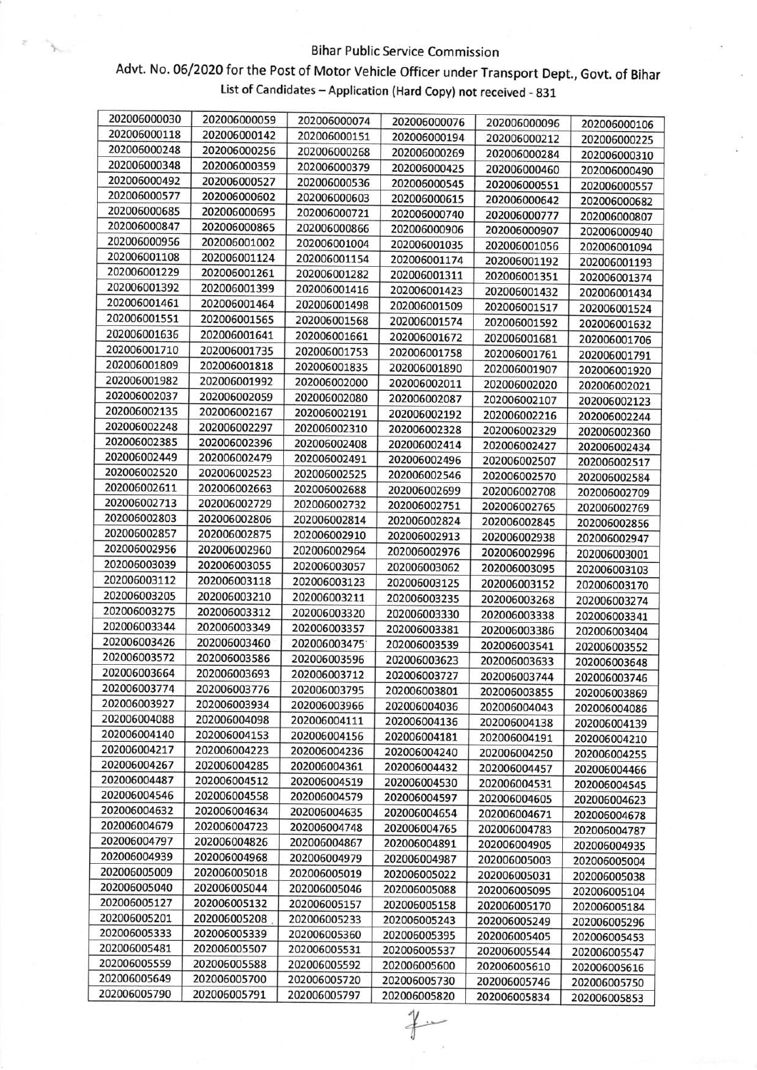Bihar Public Service Commission

Advt. No. 06/2020 for the Post of Motor Vehicle Officer under Transport Dept., Govt. of Bihar

List of Candidates – Application (Hard Copy) not received - 831

| | | | | | |
|---|---|---|---|---|---|
| 202006000030 | 202006000059 | 202006000074 | 202006000076 | 202006000096 | 202006000106 |
| 202006000118 | 202006000142 | 202006000151 | 202006000194 | 202006000212 | 202006000225 |
| 202006000248 | 202006000256 | 202006000268 | 202006000269 | 202006000284 | 202006000310 |
| 202006000348 | 202006000359 | 202006000379 | 202006000425 | 202006000460 | 202006000490 |
| 202006000492 | 202006000527 | 202006000536 | 202006000545 | 202006000551 | 202006000557 |
| 202006000577 | 202006000602 | 202006000603 | 202006000615 | 202006000642 | 202006000682 |
| 202006000685 | 202006000695 | 202006000721 | 202006000740 | 202006000777 | 202006000807 |
| 202006000847 | 202006000865 | 202006000866 | 202006000906 | 202006000907 | 202006000940 |
| 202006000956 | 202006001002 | 202006001004 | 202006001035 | 202006001056 | 202006001094 |
| 202006001108 | 202006001124 | 202006001154 | 202006001174 | 202006001192 | 202006001193 |
| 202006001229 | 202006001261 | 202006001282 | 202006001311 | 202006001351 | 202006001374 |
| 202006001392 | 202006001399 | 202006001416 | 202006001423 | 202006001432 | 202006001434 |
| 202006001461 | 202006001464 | 202006001498 | 202006001509 | 202006001517 | 202006001524 |
| 202006001551 | 202006001565 | 202006001568 | 202006001574 | 202006001592 | 202006001632 |
| 202006001636 | 202006001641 | 202006001661 | 202006001672 | 202006001681 | 202006001706 |
| 202006001710 | 202006001735 | 202006001753 | 202006001758 | 202006001761 | 202006001791 |
| 202006001809 | 202006001818 | 202006001835 | 202006001890 | 202006001907 | 202006001920 |
| 202006001982 | 202006001992 | 202006002000 | 202006002011 | 202006002020 | 202006002021 |
| 202006002037 | 202006002059 | 202006002080 | 202006002087 | 202006002107 | 202006002123 |
| 202006002135 | 202006002167 | 202006002191 | 202006002192 | 202006002216 | 202006002244 |
| 202006002248 | 202006002297 | 202006002310 | 202006002328 | 202006002329 | 202006002360 |
| 202006002385 | 202006002396 | 202006002408 | 202006002414 | 202006002427 | 202006002434 |
| 202006002449 | 202006002479 | 202006002491 | 202006002496 | 202006002507 | 202006002517 |
| 202006002520 | 202006002523 | 202006002525 | 202006002546 | 202006002570 | 202006002584 |
| 202006002611 | 202006002663 | 202006002688 | 202006002699 | 202006002708 | 202006002709 |
| 202006002713 | 202006002729 | 202006002732 | 202006002751 | 202006002765 | 202006002769 |
| 202006002803 | 202006002806 | 202006002814 | 202006002824 | 202006002845 | 202006002856 |
| 202006002857 | 202006002875 | 202006002910 | 202006002913 | 202006002938 | 202006002947 |
| 202006002956 | 202006002960 | 202006002964 | 202006002976 | 202006002996 | 202006003001 |
| 202006003039 | 202006003055 | 202006003057 | 202006003062 | 202006003095 | 202006003103 |
| 202006003112 | 202006003118 | 202006003123 | 202006003125 | 202006003152 | 202006003170 |
| 202006003205 | 202006003210 | 202006003211 | 202006003235 | 202006003268 | 202006003274 |
| 202006003275 | 202006003312 | 202006003320 | 202006003330 | 202006003338 | 202006003341 |
| 202006003344 | 202006003349 | 202006003357 | 202006003381 | 202006003386 | 202006003404 |
| 202006003426 | 202006003460 | 202006003475 | 202006003539 | 202006003541 | 202006003552 |
| 202006003572 | 202006003586 | 202006003596 | 202006003623 | 202006003633 | 202006003648 |
| 202006003664 | 202006003693 | 202006003712 | 202006003727 | 202006003744 | 202006003746 |
| 202006003774 | 202006003776 | 202006003795 | 202006003801 | 202006003855 | 202006003869 |
| 202006003927 | 202006003934 | 202006003966 | 202006004036 | 202006004043 | 202006004086 |
| 202006004088 | 202006004098 | 202006004111 | 202006004136 | 202006004138 | 202006004139 |
| 202006004140 | 202006004153 | 202006004156 | 202006004181 | 202006004191 | 202006004210 |
| 202006004217 | 202006004223 | 202006004236 | 202006004240 | 202006004250 | 202006004255 |
| 202006004267 | 202006004285 | 202006004361 | 202006004432 | 202006004457 | 202006004466 |
| 202006004487 | 202006004512 | 202006004519 | 202006004530 | 202006004531 | 202006004545 |
| 202006004546 | 202006004558 | 202006004579 | 202006004597 | 202006004605 | 202006004623 |
| 202006004632 | 202006004634 | 202006004635 | 202006004654 | 202006004671 | 202006004678 |
| 202006004679 | 202006004723 | 202006004748 | 202006004765 | 202006004783 | 202006004787 |
| 202006004797 | 202006004826 | 202006004867 | 202006004891 | 202006004905 | 202006004935 |
| 202006004939 | 202006004968 | 202006004979 | 202006004987 | 202006005003 | 202006005004 |
| 202006005009 | 202006005018 | 202006005019 | 202006005022 | 202006005031 | 202006005038 |
| 202006005040 | 202006005044 | 202006005046 | 202006005088 | 202006005095 | 202006005104 |
| 202006005127 | 202006005132 | 202006005157 | 202006005158 | 202006005170 | 202006005184 |
| 202006005201 | 202006005208 | 202006005233 | 202006005243 | 202006005249 | 202006005296 |
| 202006005333 | 202006005339 | 202006005360 | 202006005395 | 202006005405 | 202006005453 |
| 202006005481 | 202006005507 | 202006005531 | 202006005537 | 202006005544 | 202006005547 |
| 202006005559 | 202006005588 | 202006005592 | 202006005600 | 202006005610 | 202006005616 |
| 202006005649 | 202006005700 | 202006005720 | 202006005730 | 202006005746 | 202006005750 |
| 202006005790 | 202006005791 | 202006005797 | 202006005820 | 202006005834 | 202006005853 |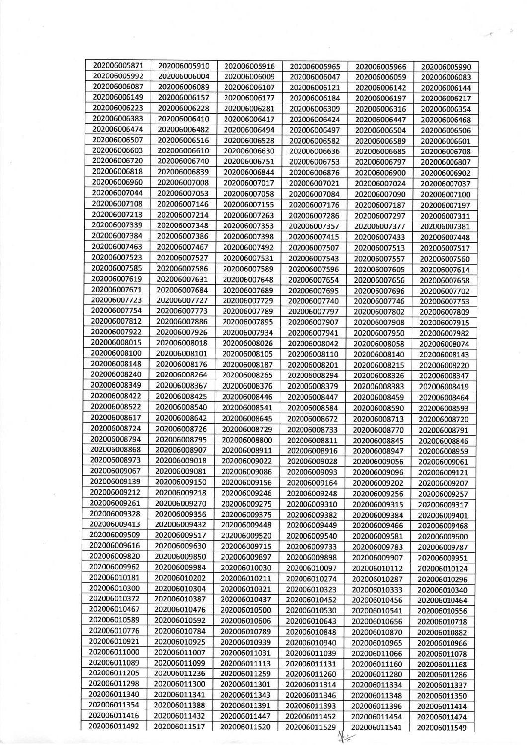| 202006005871 | 202006005910 | 202006005916 | 202006005965 | 202006005966 | 202006005990 |
|---|---|---|---|---|---|
| 202006005992 | 202006006004 | 202006006009 | 202006006047 | 202006006059 | 202006006083 |
| 202006006087 | 202006006089 | 202006006107 | 202006006121 | 202006006142 | 202006006144 |
| 202006006149 | 202006006157 | 202006006177 | 202006006184 | 202006006197 | 202006006217 |
| 202006006223 | 202006006228 | 202006006281 | 202006006309 | 202006006316 | 202006006354 |
| 202006006383 | 202006006410 | 202006006417 | 202006006424 | 202006006447 | 202006006468 |
| 202006006474 | 202006006482 | 202006006494 | 202006006497 | 202006006504 | 202006006506 |
| 202006006507 | 202006006516 | 202006006528 | 202006006582 | 202006006589 | 202006006601 |
| 202006006603 | 202006006610 | 202006006630 | 202006006636 | 202006006685 | 202006006708 |
| 202006006720 | 202006006740 | 202006006751 | 202006006753 | 202006006797 | 202006006807 |
| 202006006818 | 202006006839 | 202006006844 | 202006006876 | 202006006900 | 202006006902 |
| 202006006960 | 202006007008 | 202006007017 | 202006007021 | 202006007024 | 202006007037 |
| 202006007044 | 202006007053 | 202006007058 | 202006007084 | 202006007090 | 202006007100 |
| 202006007108 | 202006007146 | 202006007155 | 202006007176 | 202006007187 | 202006007197 |
| 202006007213 | 202006007214 | 202006007263 | 202006007286 | 202006007297 | 202006007311 |
| 202006007339 | 202006007348 | 202006007353 | 202006007357 | 202006007377 | 202006007381 |
| 202006007384 | 202006007386 | 202006007398 | 202006007415 | 202006007433 | 202006007448 |
| 202006007463 | 202006007467 | 202006007492 | 202006007507 | 202006007513 | 202006007517 |
| 202006007523 | 202006007527 | 202006007531 | 202006007543 | 202006007557 | 202006007560 |
| 202006007585 | 202006007586 | 202006007589 | 202006007596 | 202006007605 | 202006007614 |
| 202006007619 | 202006007631 | 202006007648 | 202006007654 | 202006007656 | 202006007658 |
| 202006007671 | 202006007684 | 202006007689 | 202006007695 | 202006007696 | 202006007702 |
| 202006007723 | 202006007727 | 202006007729 | 202006007740 | 202006007746 | 202006007753 |
| 202006007754 | 202006007773 | 202006007789 | 202006007797 | 202006007802 | 202006007809 |
| 202006007812 | 202006007886 | 202006007895 | 202006007907 | 202006007908 | 202006007915 |
| 202006007922 | 202006007926 | 202006007934 | 202006007941 | 202006007950 | 202006007982 |
| 202006008015 | 202006008018 | 202006008026 | 202006008042 | 202006008058 | 202006008074 |
| 202006008100 | 202006008101 | 202006008105 | 202006008110 | 202006008140 | 202006008143 |
| 202006008148 | 202006008176 | 202006008187 | 202006008201 | 202006008215 | 202006008220 |
| 202006008240 | 202006008264 | 202006008265 | 202006008294 | 202006008326 | 202006008347 |
| 202006008349 | 202006008367 | 202006008376 | 202006008379 | 202006008383 | 202006008419 |
| 202006008422 | 202006008425 | 202006008446 | 202006008447 | 202006008459 | 202006008464 |
| 202006008522 | 202006008540 | 202006008541 | 202006008584 | 202006008590 | 202006008593 |
| 202006008617 | 202006008642 | 202006008645 | 202006008672 | 202006008713 | 202006008720 |
| 202006008724 | 202006008726 | 202006008729 | 202006008733 | 202006008770 | 202006008791 |
| 202006008794 | 202006008795 | 202006008800 | 202006008811 | 202006008845 | 202006008846 |
| 202006008868 | 202006008907 | 202006008911 | 202006008916 | 202006008947 | 202006008959 |
| 202006008973 | 202006009018 | 202006009022 | 202006009028 | 202006009056 | 202006009061 |
| 202006009067 | 202006009081 | 202006009086 | 202006009093 | 202006009096 | 202006009121 |
| 202006009139 | 202006009150 | 202006009156 | 202006009164 | 202006009202 | 202006009207 |
| 202006009212 | 202006009218 | 202006009246 | 202006009248 | 202006009256 | 202006009257 |
| 202006009261 | 202006009270 | 202006009275 | 202006009310 | 202006009315 | 202006009317 |
| 202006009328 | 202006009356 | 202006009375 | 202006009382 | 202006009384 | 202006009401 |
| 202006009413 | 202006009432 | 202006009448 | 202006009449 | 202006009466 | 202006009468 |
| 202006009509 | 202006009517 | 202006009520 | 202006009540 | 202006009581 | 202006009600 |
| 202006009616 | 202006009630 | 202006009715 | 202006009733 | 202006009783 | 202006009787 |
| 202006009820 | 202006009850 | 202006009897 | 202006009898 | 202006009907 | 202006009951 |
| 202006009962 | 202006009984 | 202006010030 | 202006010097 | 202006010112 | 202006010124 |
| 202006010181 | 202006010202 | 202006010211 | 202006010274 | 202006010287 | 202006010296 |
| 202006010300 | 202006010304 | 202006010321 | 202006010323 | 202006010333 | 202006010340 |
| 202006010372 | 202006010387 | 202006010437 | 202006010452 | 202006010456 | 202006010464 |
| 202006010467 | 202006010476 | 202006010500 | 202006010530 | 202006010541 | 202006010556 |
| 202006010589 | 202006010592 | 202006010606 | 202006010643 | 202006010656 | 202006010718 |
| 202006010776 | 202006010784 | 202006010789 | 202006010848 | 202006010870 | 202006010882 |
| 202006010921 | 202006010925 | 202006010939 | 202006010940 | 202006010965 | 202006010966 |
| 202006011000 | 202006011007 | 202006011031 | 202006011039 | 202006011066 | 202006011078 |
| 202006011089 | 202006011099 | 202006011113 | 202006011131 | 202006011160 | 202006011168 |
| 202006011205 | 202006011236 | 202006011259 | 202006011260 | 202006011280 | 202006011286 |
| 202006011298 | 202006011300 | 202006011301 | 202006011314 | 202006011334 | 202006011337 |
| 202006011340 | 202006011341 | 202006011343 | 202006011346 | 202006011348 | 202006011350 |
| 202006011354 | 202006011388 | 202006011391 | 202006011393 | 202006011396 | 202006011414 |
| 202006011416 | 202006011432 | 202006011447 | 202006011452 | 202006011454 | 202006011474 |
| 202006011492 | 202006011517 | 202006011520 | 202006011529 | 202006011541 | 202006011549 |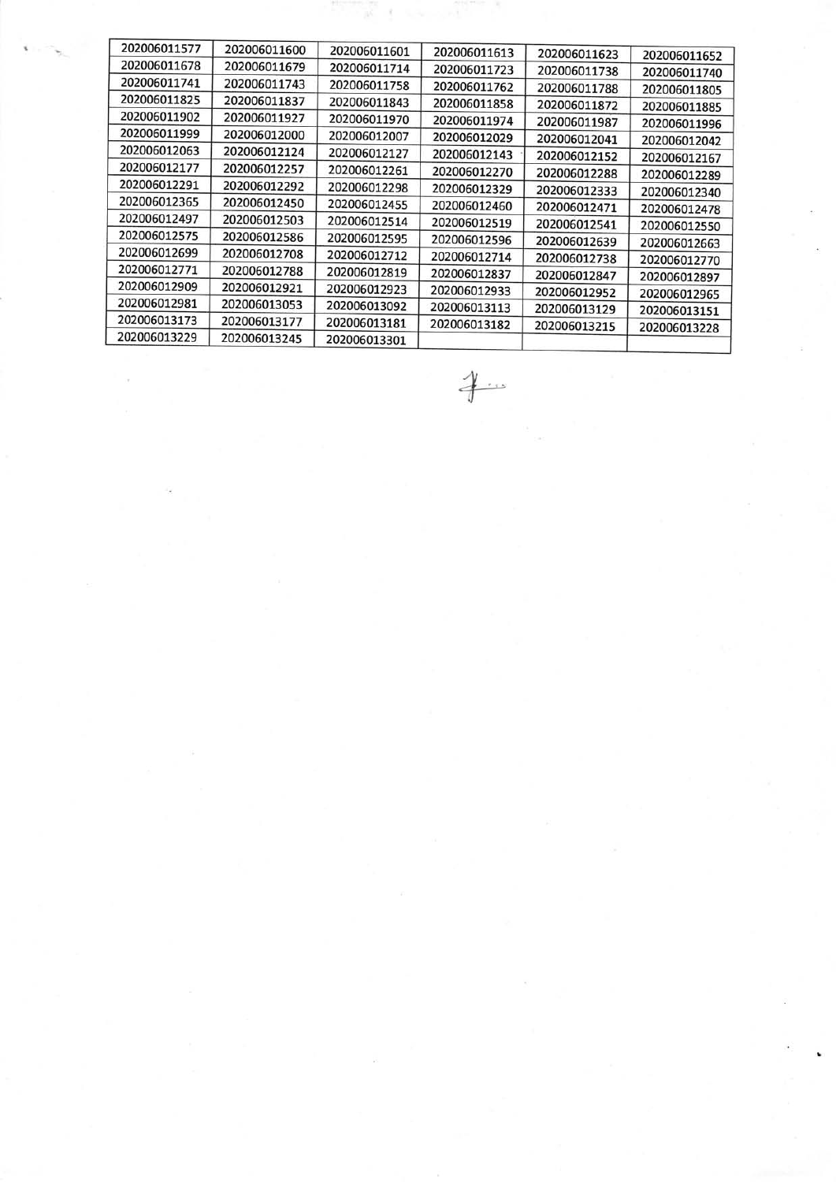| | | | | | |
|---|---|---|---|---|---|
| 202006011577 | 202006011600 | 202006011601 | 202006011613 | 202006011623 | 202006011652 |
| 202006011678 | 202006011679 | 202006011714 | 202006011723 | 202006011738 | 202006011740 |
| 202006011741 | 202006011743 | 202006011758 | 202006011762 | 202006011788 | 202006011805 |
| 202006011825 | 202006011837 | 202006011843 | 202006011858 | 202006011872 | 202006011885 |
| 202006011902 | 202006011927 | 202006011970 | 202006011974 | 202006011987 | 202006011996 |
| 202006011999 | 202006012000 | 202006012007 | 202006012029 | 202006012041 | 202006012042 |
| 202006012063 | 202006012124 | 202006012127 | 202006012143 | 202006012152 | 202006012167 |
| 202006012177 | 202006012257 | 202006012261 | 202006012270 | 202006012288 | 202006012289 |
| 202006012291 | 202006012292 | 202006012298 | 202006012329 | 202006012333 | 202006012340 |
| 202006012365 | 202006012450 | 202006012455 | 202006012460 | 202006012471 | 202006012478 |
| 202006012497 | 202006012503 | 202006012514 | 202006012519 | 202006012541 | 202006012550 |
| 202006012575 | 202006012586 | 202006012595 | 202006012596 | 202006012639 | 202006012663 |
| 202006012699 | 202006012708 | 202006012712 | 202006012714 | 202006012738 | 202006012770 |
| 202006012771 | 202006012788 | 202006012819 | 202006012837 | 202006012847 | 202006012897 |
| 202006012909 | 202006012921 | 202006012923 | 202006012933 | 202006012952 | 202006012965 |
| 202006012981 | 202006013053 | 202006013092 | 202006013113 | 202006013129 | 202006013151 |
| 202006013173 | 202006013177 | 202006013181 | 202006013182 | 202006013215 | 202006013228 |
| 202006013229 | 202006013245 | 202006013301 | | | |